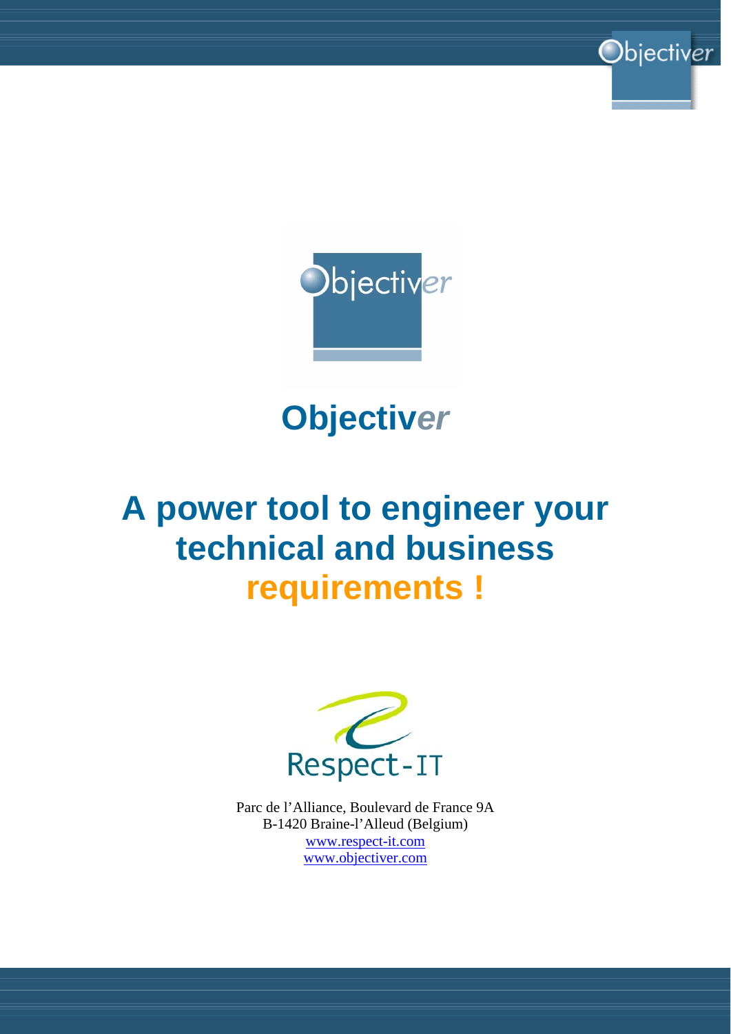# Objectiver

## A power tool to engineer your technical and business requirements !

Respect-IT

Parc de l'Alliance, Boulevard de France 9A
B-1420 Braine-l'Alleud (Belgium)
www.respect-it.com
www.objectiver.com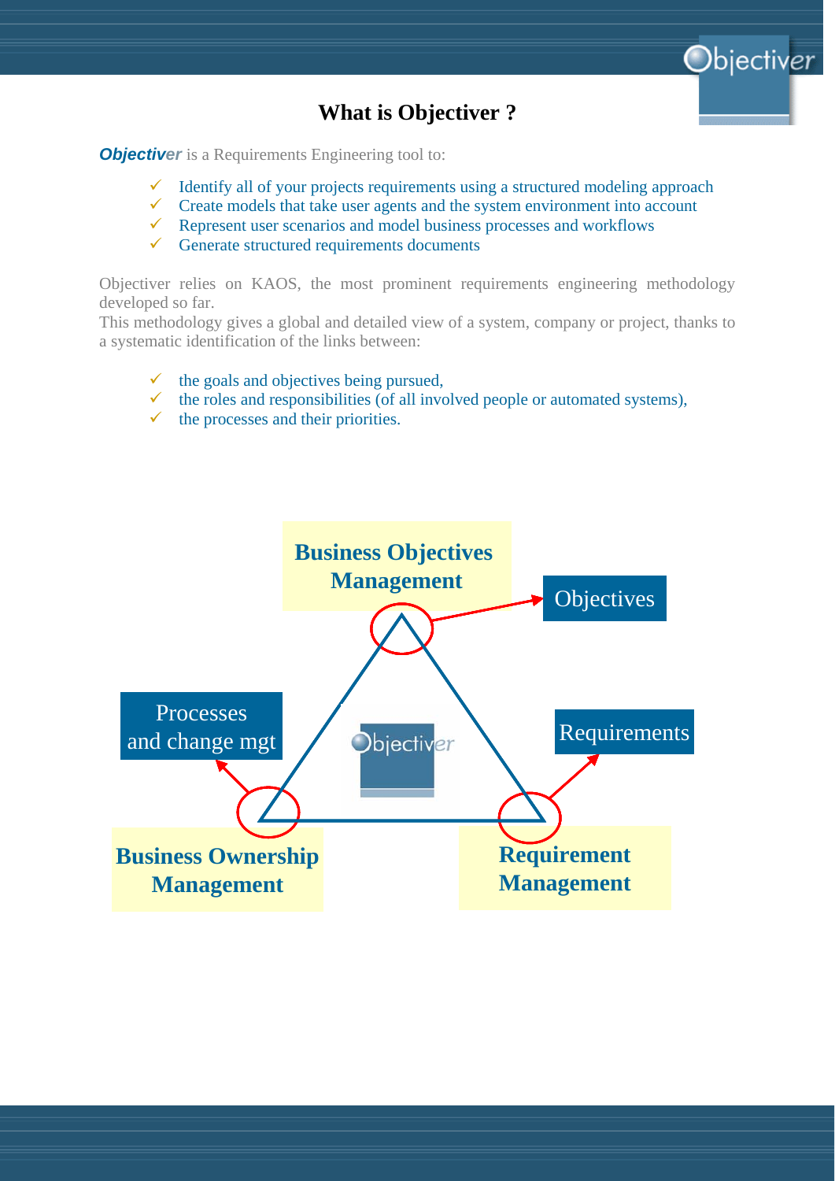# What is Objectiver ?

***Objectiver*** is a Requirements Engineering tool to:

- ✓ Identify all of your projects requirements using a structured modeling approach
- ✓ Create models that take user agents and the system environment into account
- ✓ Represent user scenarios and model business processes and workflows
- ✓ Generate structured requirements documents

Objectiver relies on KAOS, the most prominent requirements engineering methodology developed so far.
This methodology gives a global and detailed view of a system, company or project, thanks to a systematic identification of the links between:

- ✓ the goals and objectives being pursued,
- ✓ the roles and responsibilities (of all involved people or automated systems),
- ✓ the processes and their priorities.

**Business Objectives Management**

Objectives

Processes and change mgt

Requirements

**Business Ownership Management**

**Requirement Management**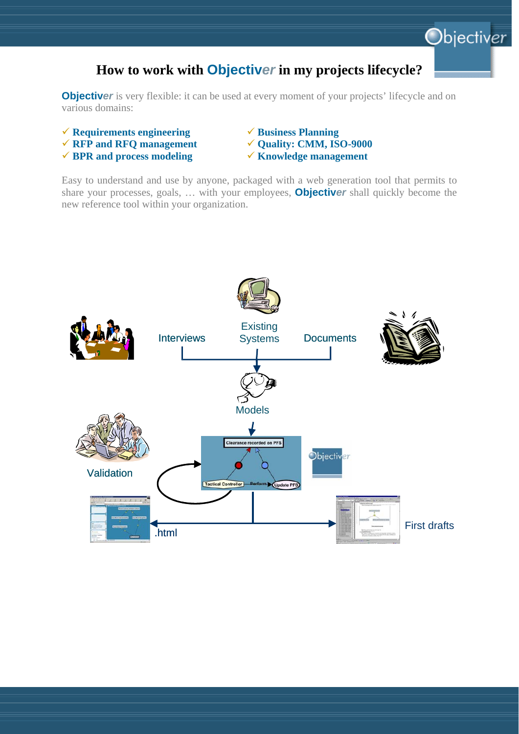# How to work with Objectiver in my projects lifecycle?

**Objectiver** is very flexible: it can be used at every moment of your projects' lifecycle and on various domains:

- ✓ **Requirements engineering**
- ✓ **RFP and RFQ management**
- ✓ **BPR and process modeling**
- ✓ **Business Planning**
- ✓ **Quality: CMM, ISO-9000**
- ✓ **Knowledge management**

Easy to understand and use by anyone, packaged with a web generation tool that permits to share your processes, goals, … with your employees, **Objectiver** shall quickly become the new reference tool within your organization.

Interviews

Existing Systems

Documents

Models

Validation

.html

First drafts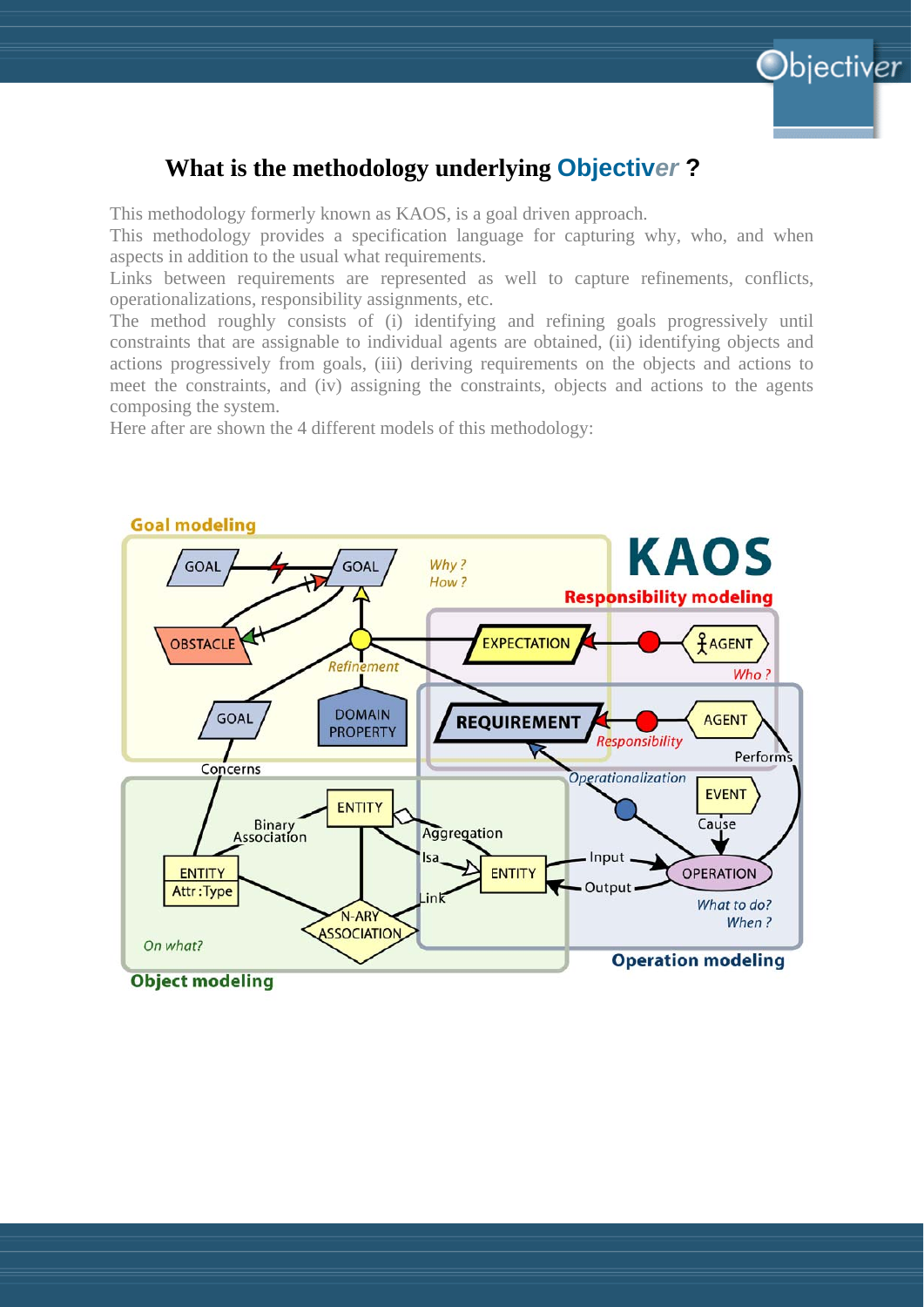# What is the methodology underlying Objectiver ?

This methodology formerly known as KAOS, is a goal driven approach.
This methodology provides a specification language for capturing why, who, and when aspects in addition to the usual what requirements.
Links between requirements are represented as well to capture refinements, conflicts, operationalizations, responsibility assignments, etc.
The method roughly consists of (i) identifying and refining goals progressively until constraints that are assignable to individual agents are obtained, (ii) identifying objects and actions progressively from goals, (iii) deriving requirements on the objects and actions to meet the constraints, and (iv) assigning the constraints, objects and actions to the agents composing the system.
Here after are shown the 4 different models of this methodology: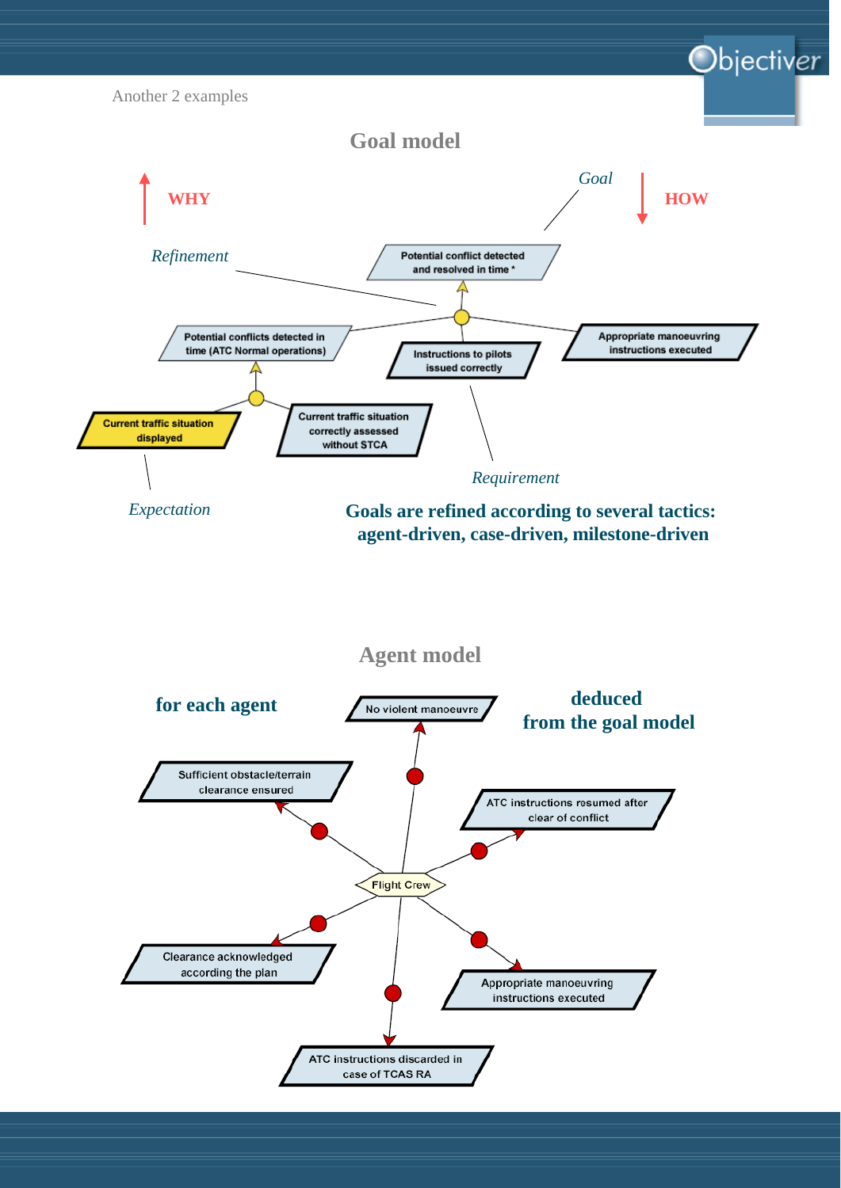Another 2 examples

## Goal model

WHY

HOW

*Goal*

*Refinement*

Potential conflict detected and resolved in time *

Potential conflicts detected in time (ATC Normal operations)

Instructions to pilots issued correctly

Appropriate manoeuvring instructions executed

Current traffic situation displayed

Current traffic situation correctly assessed without STCA

*Requirement*

*Expectation*

**Goals are refined according to several tactics: agent-driven, case-driven, milestone-driven**

## Agent model

**for each agent**

**deduced from the goal model**

No violent manoeuvre

Sufficient obstacle/terrain clearance ensured

ATC instructions resumed after clear of conflict

Flight Crew

Clearance acknowledged according the plan

Appropriate manoeuvring instructions executed

ATC instructions discarded in case of TCAS RA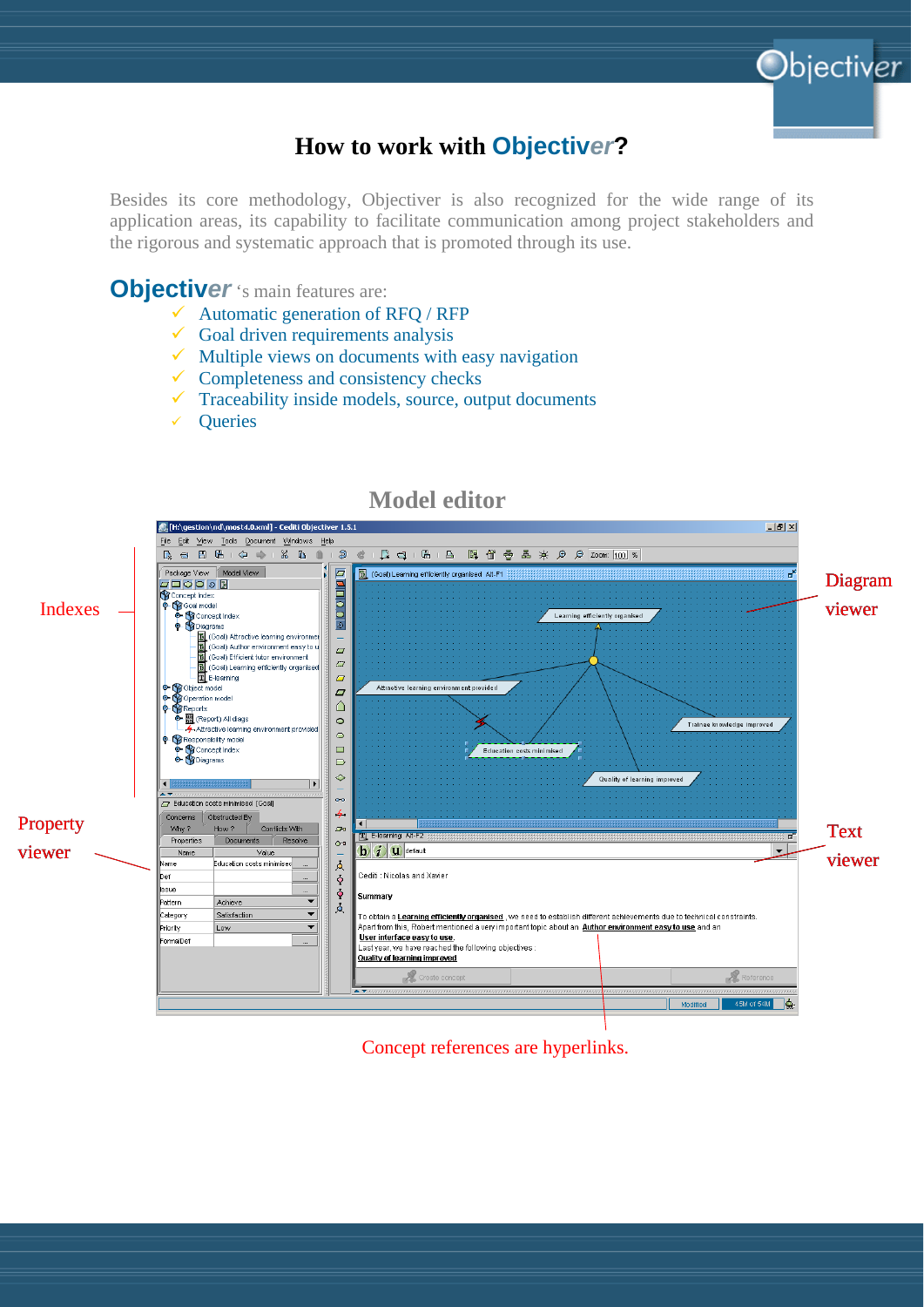# How to work with Objectiver?

Besides its core methodology, Objectiver is also recognized for the wide range of its application areas, its capability to facilitate communication among project stakeholders and the rigorous and systematic approach that is promoted through its use.

**Objectiver** 's main features are:

- ✓ Automatic generation of RFQ / RFP
- ✓ Goal driven requirements analysis
- ✓ Multiple views on documents with easy navigation
- ✓ Completeness and consistency checks
- ✓ Traceability inside models, source, output documents
- ✓ Queries

## Model editor

Indexes

Property viewer

Diagram viewer

Text viewer

Concept references are hyperlinks.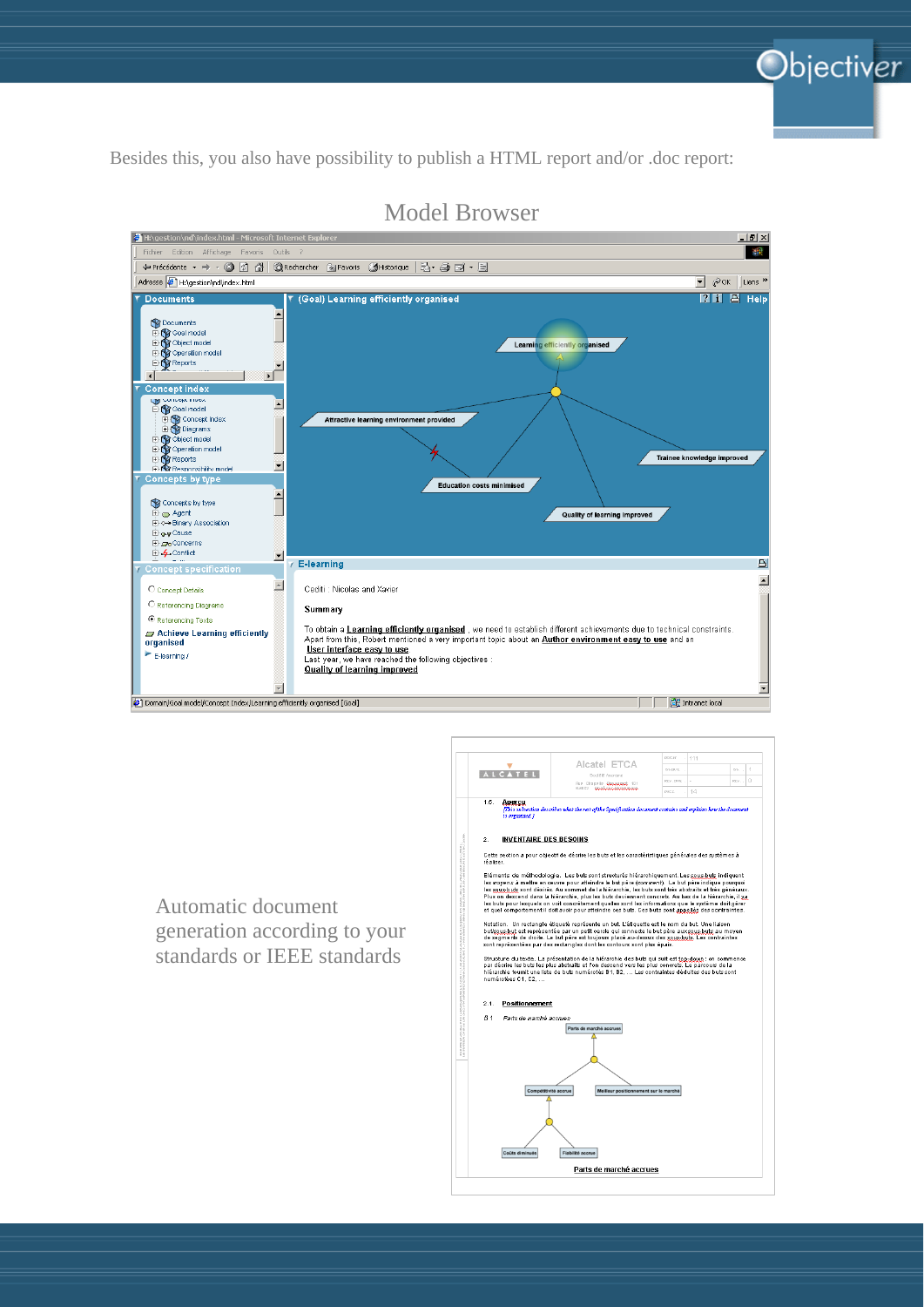Besides this, you also have possibility to publish a HTML report and/or .doc report:

## Model Browser

Automatic document generation according to your standards or IEEE standards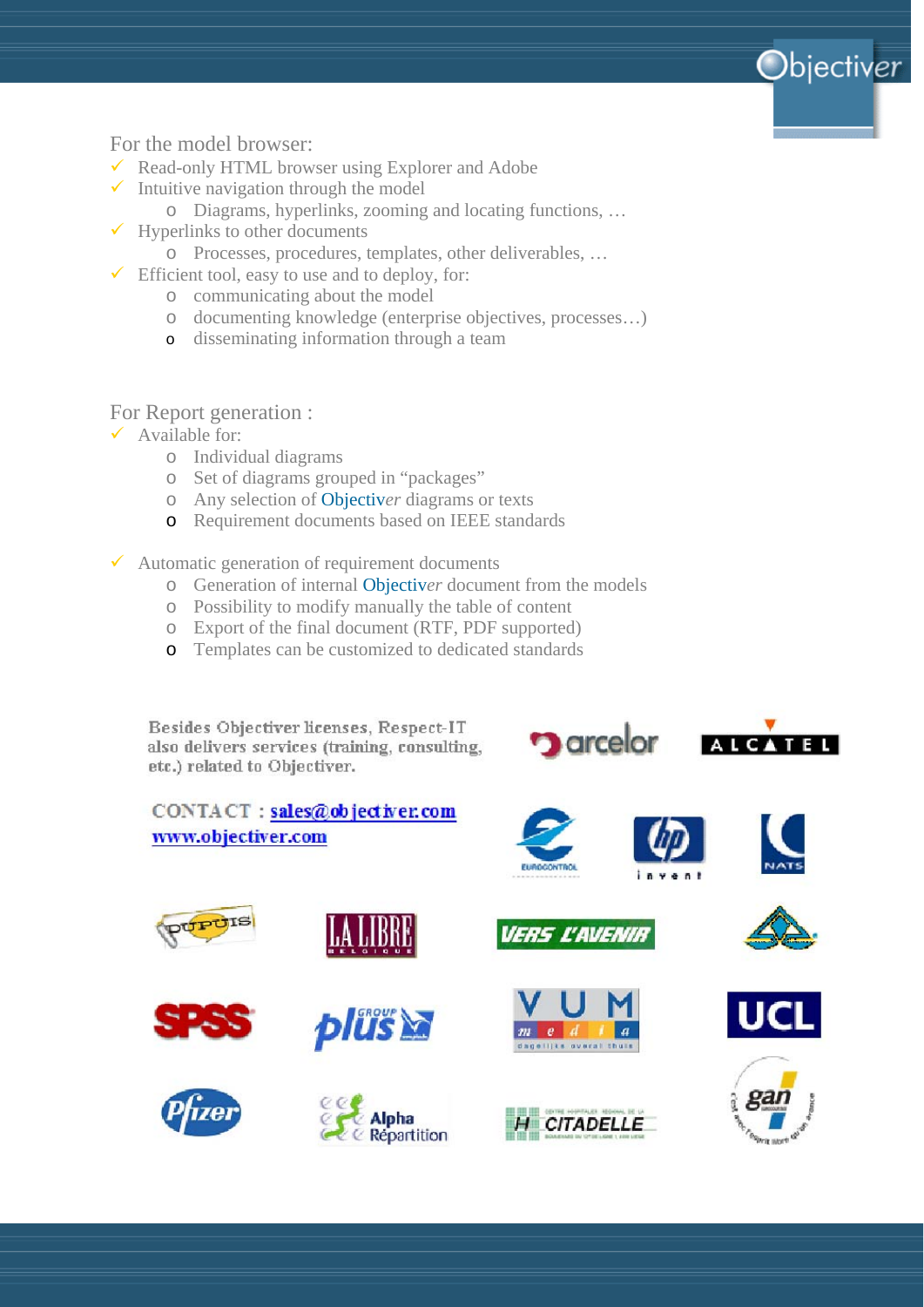For the model browser:

- Read-only HTML browser using Explorer and Adobe
- Intuitive navigation through the model
  - Diagrams, hyperlinks, zooming and locating functions, …
- Hyperlinks to other documents
  - Processes, procedures, templates, other deliverables, …
- Efficient tool, easy to use and to deploy, for:
  - communicating about the model
  - documenting knowledge (enterprise objectives, processes…)
  - disseminating information through a team

For Report generation :

- Available for:
  - Individual diagrams
  - Set of diagrams grouped in "packages"
  - Any selection of Objectiv*er* diagrams or texts
  - Requirement documents based on IEEE standards

- Automatic generation of requirement documents
  - Generation of internal Objectiv*er* document from the models
  - Possibility to modify manually the table of content
  - Export of the final document (RTF, PDF supported)
  - Templates can be customized to dedicated standards

Besides Objectiver licenses, Respect-IT also delivers services (training, consulting, etc.) related to Objectiver.

CONTACT : sales@objectiver.com
www.objectiver.com